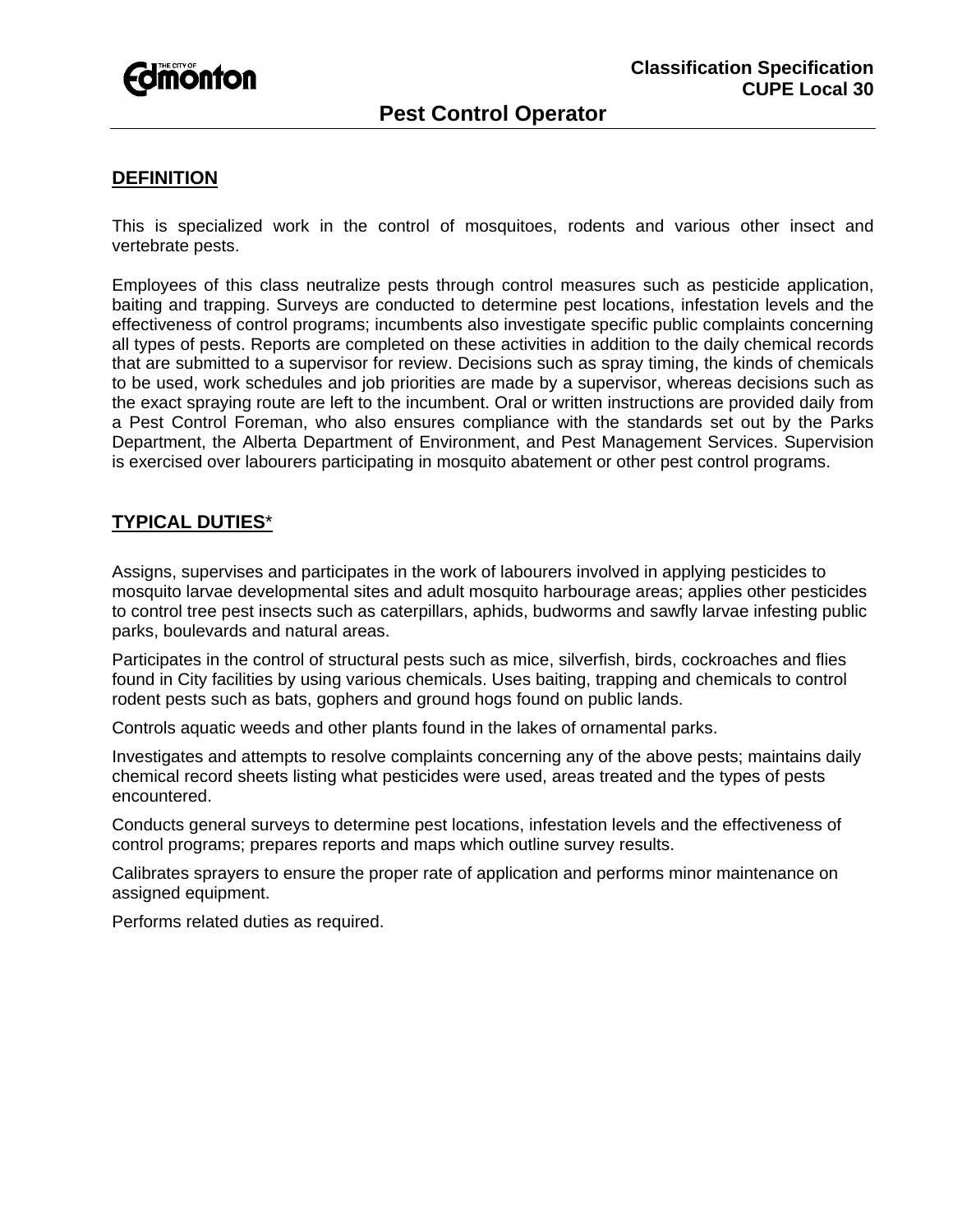Classification Specification
CUPE Local 30

# Pest Control Operator

## DEFINITION

This is specialized work in the control of mosquitoes, rodents and various other insect and vertebrate pests.

Employees of this class neutralize pests through control measures such as pesticide application, baiting and trapping. Surveys are conducted to determine pest locations, infestation levels and the effectiveness of control programs; incumbents also investigate specific public complaints concerning all types of pests. Reports are completed on these activities in addition to the daily chemical records that are submitted to a supervisor for review. Decisions such as spray timing, the kinds of chemicals to be used, work schedules and job priorities are made by a supervisor, whereas decisions such as the exact spraying route are left to the incumbent. Oral or written instructions are provided daily from a Pest Control Foreman, who also ensures compliance with the standards set out by the Parks Department, the Alberta Department of Environment, and Pest Management Services. Supervision is exercised over labourers participating in mosquito abatement or other pest control programs.

## TYPICAL DUTIES*

Assigns, supervises and participates in the work of labourers involved in applying pesticides to mosquito larvae developmental sites and adult mosquito harbourage areas; applies other pesticides to control tree pest insects such as caterpillars, aphids, budworms and sawfly larvae infesting public parks, boulevards and natural areas.

Participates in the control of structural pests such as mice, silverfish, birds, cockroaches and flies found in City facilities by using various chemicals. Uses baiting, trapping and chemicals to control rodent pests such as bats, gophers and ground hogs found on public lands.

Controls aquatic weeds and other plants found in the lakes of ornamental parks.

Investigates and attempts to resolve complaints concerning any of the above pests; maintains daily chemical record sheets listing what pesticides were used, areas treated and the types of pests encountered.

Conducts general surveys to determine pest locations, infestation levels and the effectiveness of control programs; prepares reports and maps which outline survey results.

Calibrates sprayers to ensure the proper rate of application and performs minor maintenance on assigned equipment.

Performs related duties as required.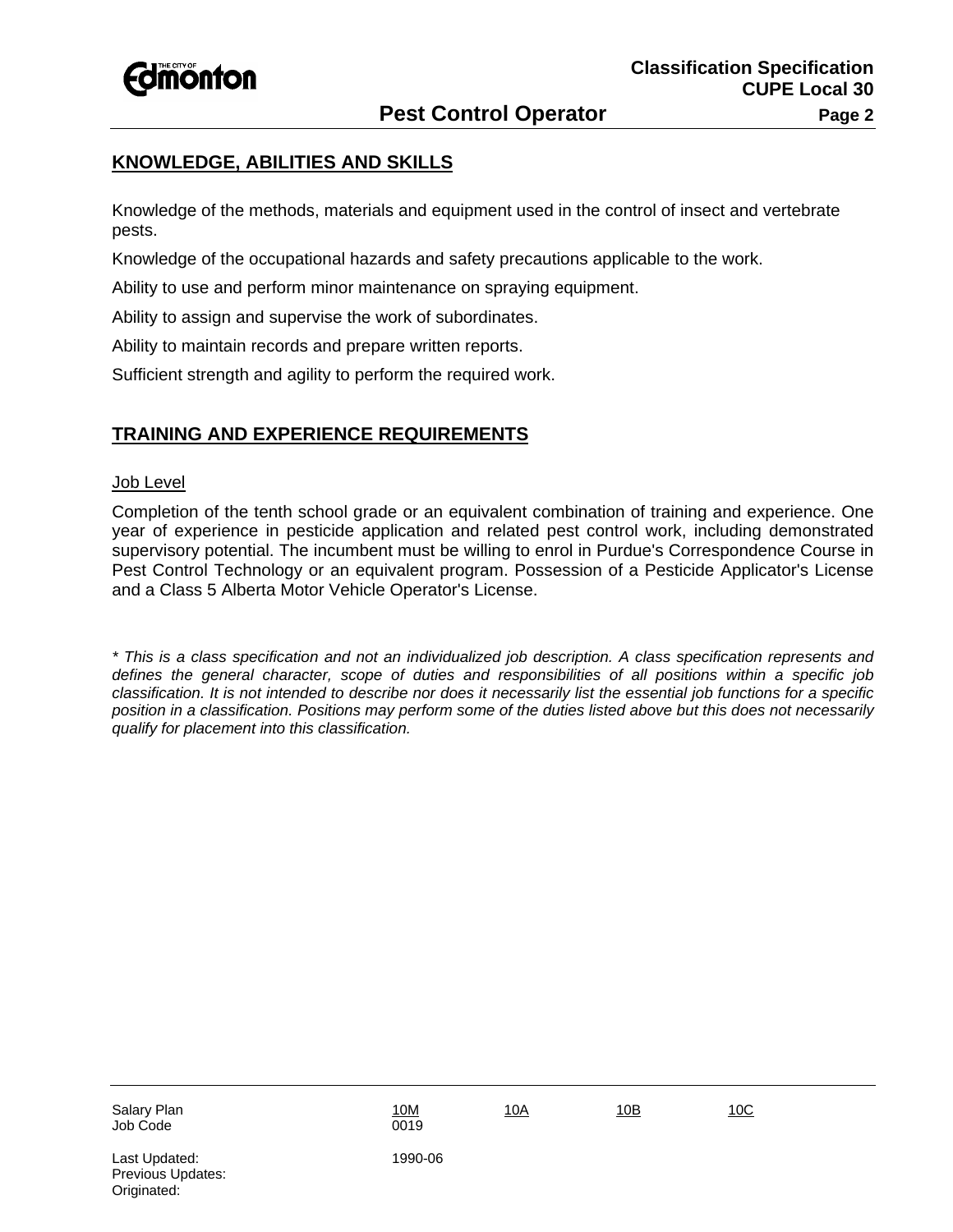## KNOWLEDGE, ABILITIES AND SKILLS

Knowledge of the methods, materials and equipment used in the control of insect and vertebrate pests.

Knowledge of the occupational hazards and safety precautions applicable to the work.

Ability to use and perform minor maintenance on spraying equipment.

Ability to assign and supervise the work of subordinates.

Ability to maintain records and prepare written reports.

Sufficient strength and agility to perform the required work.

## TRAINING AND EXPERIENCE REQUIREMENTS

Job Level

Completion of the tenth school grade or an equivalent combination of training and experience. One year of experience in pesticide application and related pest control work, including demonstrated supervisory potential. The incumbent must be willing to enrol in Purdue's Correspondence Course in Pest Control Technology or an equivalent program. Possession of a Pesticide Applicator's License and a Class 5 Alberta Motor Vehicle Operator's License.

*\* This is a class specification and not an individualized job description. A class specification represents and defines the general character, scope of duties and responsibilities of all positions within a specific job classification. It is not intended to describe nor does it necessarily list the essential job functions for a specific position in a classification. Positions may perform some of the duties listed above but this does not necessarily qualify for placement into this classification.*

| | | | | |
|---|---|---|---|---|
| Salary Plan | 10M | 10A | 10B | 10C |
| Job Code | 0019 | | | |
| Last Updated: | 1990-06 | | | |
| Previous Updates: | | | | |
| Originated: | | | | |